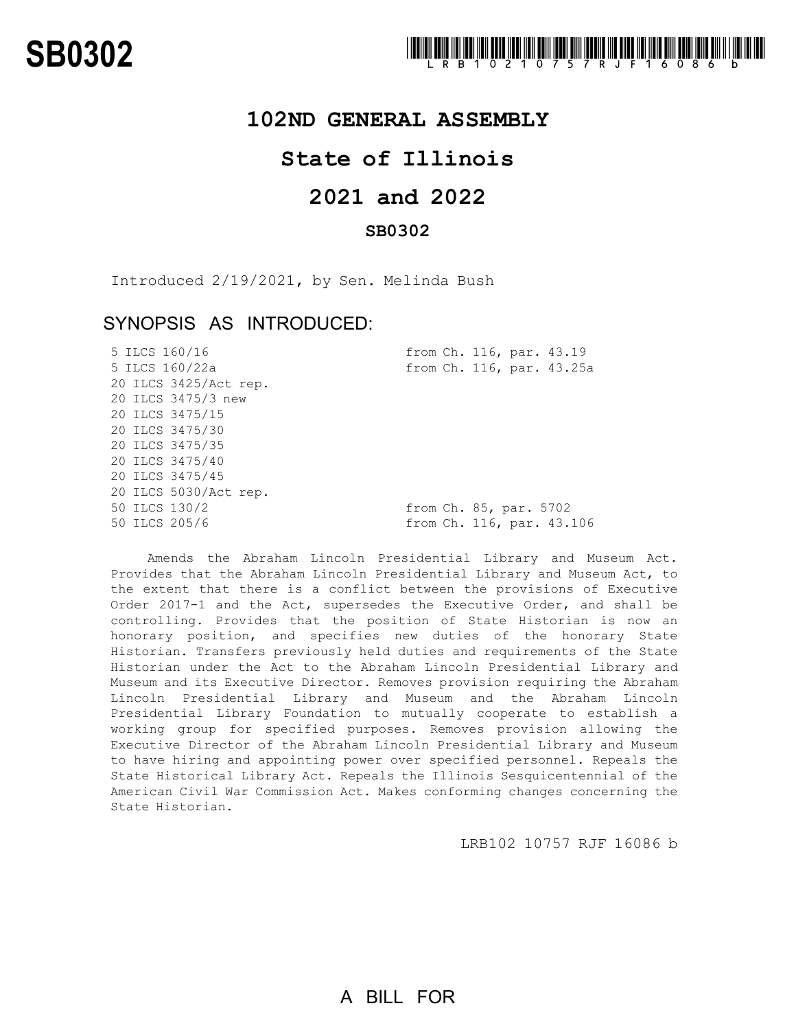SB0302

LRB102 10757 RJF 16086 b

# 102ND GENERAL ASSEMBLY

## State of Illinois

## 2021 and 2022

### SB0302

Introduced 2/19/2021, by Sen. Melinda Bush

## SYNOPSIS AS INTRODUCED:

| | |
|---|---|
| 5 ILCS 160/16 | from Ch. 116, par. 43.19 |
| 5 ILCS 160/22a | from Ch. 116, par. 43.25a |
| 20 ILCS 3425/Act rep. | |
| 20 ILCS 3475/3 new | |
| 20 ILCS 3475/15 | |
| 20 ILCS 3475/30 | |
| 20 ILCS 3475/35 | |
| 20 ILCS 3475/40 | |
| 20 ILCS 3475/45 | |
| 20 ILCS 5030/Act rep. | |
| 50 ILCS 130/2 | from Ch. 85, par. 5702 |
| 50 ILCS 205/6 | from Ch. 116, par. 43.106 |

Amends the Abraham Lincoln Presidential Library and Museum Act. Provides that the Abraham Lincoln Presidential Library and Museum Act, to the extent that there is a conflict between the provisions of Executive Order 2017-1 and the Act, supersedes the Executive Order, and shall be controlling. Provides that the position of State Historian is now an honorary position, and specifies new duties of the honorary State Historian. Transfers previously held duties and requirements of the State Historian under the Act to the Abraham Lincoln Presidential Library and Museum and its Executive Director. Removes provision requiring the Abraham Lincoln Presidential Library and Museum and the Abraham Lincoln Presidential Library Foundation to mutually cooperate to establish a working group for specified purposes. Removes provision allowing the Executive Director of the Abraham Lincoln Presidential Library and Museum to have hiring and appointing power over specified personnel. Repeals the State Historical Library Act. Repeals the Illinois Sesquicentennial of the American Civil War Commission Act. Makes conforming changes concerning the State Historian.

LRB102 10757 RJF 16086 b

A BILL FOR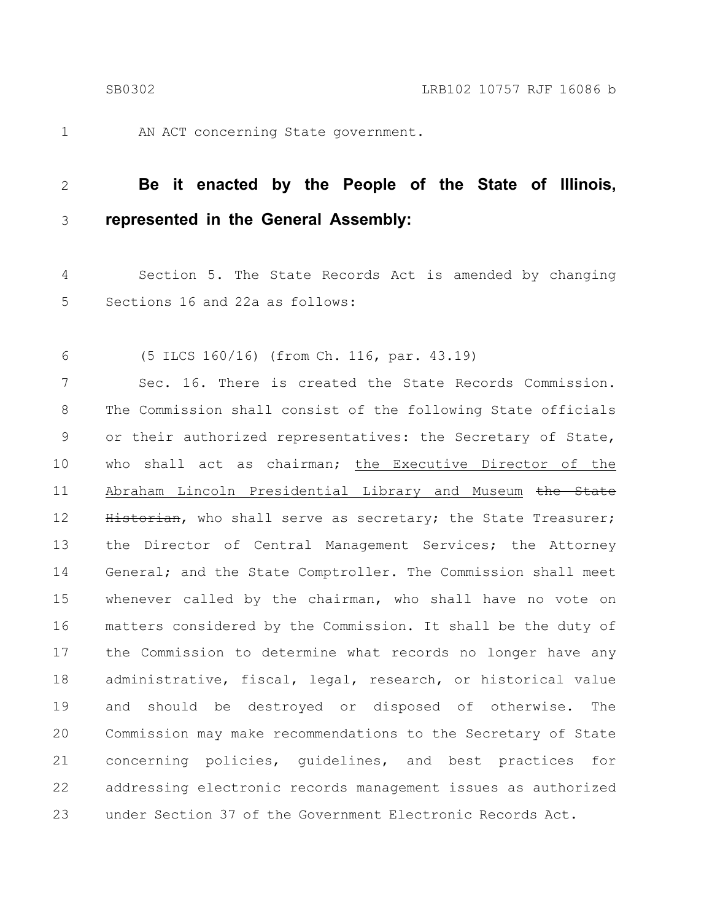AN ACT concerning State government.

**Be it enacted by the People of the State of Illinois, represented in the General Assembly:**

Section 5. The State Records Act is amended by changing Sections 16 and 22a as follows:

(5 ILCS 160/16) (from Ch. 116, par. 43.19)

Sec. 16. There is created the State Records Commission. The Commission shall consist of the following State officials or their authorized representatives: the Secretary of State, who shall act as chairman; <u>the Executive Director of the Abraham Lincoln Presidential Library and Museum</u> ~~the State Historian~~, who shall serve as secretary; the State Treasurer; the Director of Central Management Services; the Attorney General; and the State Comptroller. The Commission shall meet whenever called by the chairman, who shall have no vote on matters considered by the Commission. It shall be the duty of the Commission to determine what records no longer have any administrative, fiscal, legal, research, or historical value and should be destroyed or disposed of otherwise. The Commission may make recommendations to the Secretary of State concerning policies, guidelines, and best practices for addressing electronic records management issues as authorized under Section 37 of the Government Electronic Records Act.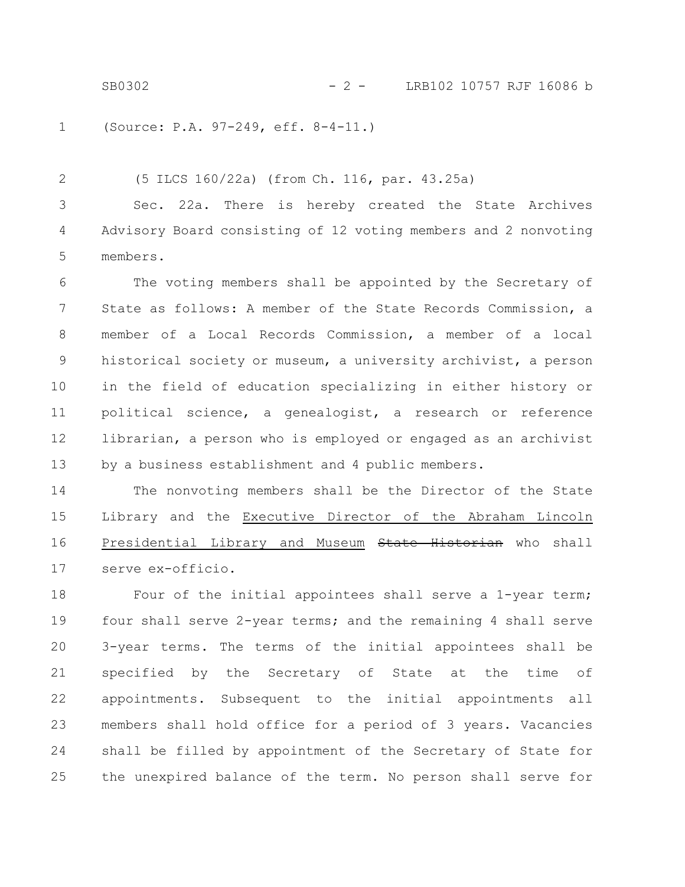(Source: P.A. 97-249, eff. 8-4-11.)

(5 ILCS 160/22a) (from Ch. 116, par. 43.25a)

Sec. 22a. There is hereby created the State Archives Advisory Board consisting of 12 voting members and 2 nonvoting members.

The voting members shall be appointed by the Secretary of State as follows: A member of the State Records Commission, a member of a Local Records Commission, a member of a local historical society or museum, a university archivist, a person in the field of education specializing in either history or political science, a genealogist, a research or reference librarian, a person who is employed or engaged as an archivist by a business establishment and 4 public members.

The nonvoting members shall be the Director of the State Library and the <u>Executive Director of the Abraham Lincoln Presidential Library and Museum</u> ~~State Historian~~ who shall serve ex-officio.

Four of the initial appointees shall serve a 1-year term; four shall serve 2-year terms; and the remaining 4 shall serve 3-year terms. The terms of the initial appointees shall be specified by the Secretary of State at the time of appointments. Subsequent to the initial appointments all members shall hold office for a period of 3 years. Vacancies shall be filled by appointment of the Secretary of State for the unexpired balance of the term. No person shall serve for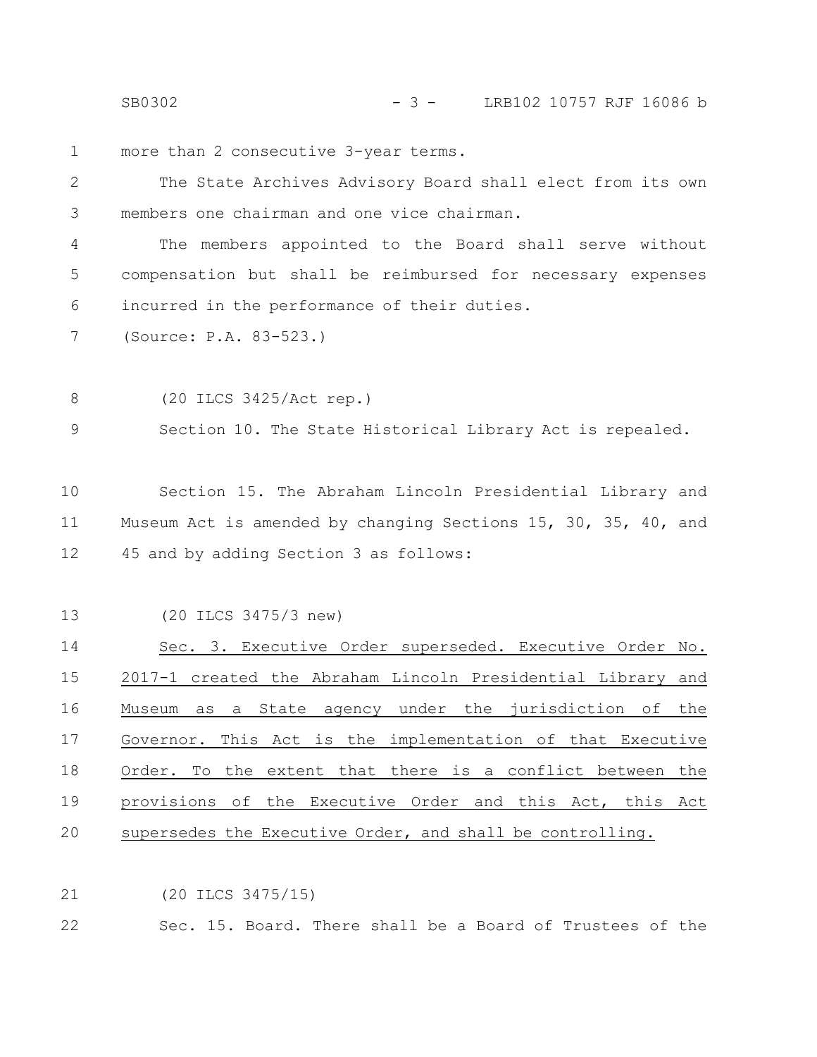more than 2 consecutive 3-year terms.

The State Archives Advisory Board shall elect from its own members one chairman and one vice chairman.

The members appointed to the Board shall serve without compensation but shall be reimbursed for necessary expenses incurred in the performance of their duties.

(Source: P.A. 83-523.)

(20 ILCS 3425/Act rep.)

Section 10. The State Historical Library Act is repealed.

Section 15. The Abraham Lincoln Presidential Library and Museum Act is amended by changing Sections 15, 30, 35, 40, and 45 and by adding Section 3 as follows:

(20 ILCS 3475/3 new)

Sec. 3. Executive Order superseded. Executive Order No. 2017-1 created the Abraham Lincoln Presidential Library and Museum as a State agency under the jurisdiction of the Governor. This Act is the implementation of that Executive Order. To the extent that there is a conflict between the provisions of the Executive Order and this Act, this Act supersedes the Executive Order, and shall be controlling.

(20 ILCS 3475/15)

Sec. 15. Board. There shall be a Board of Trustees of the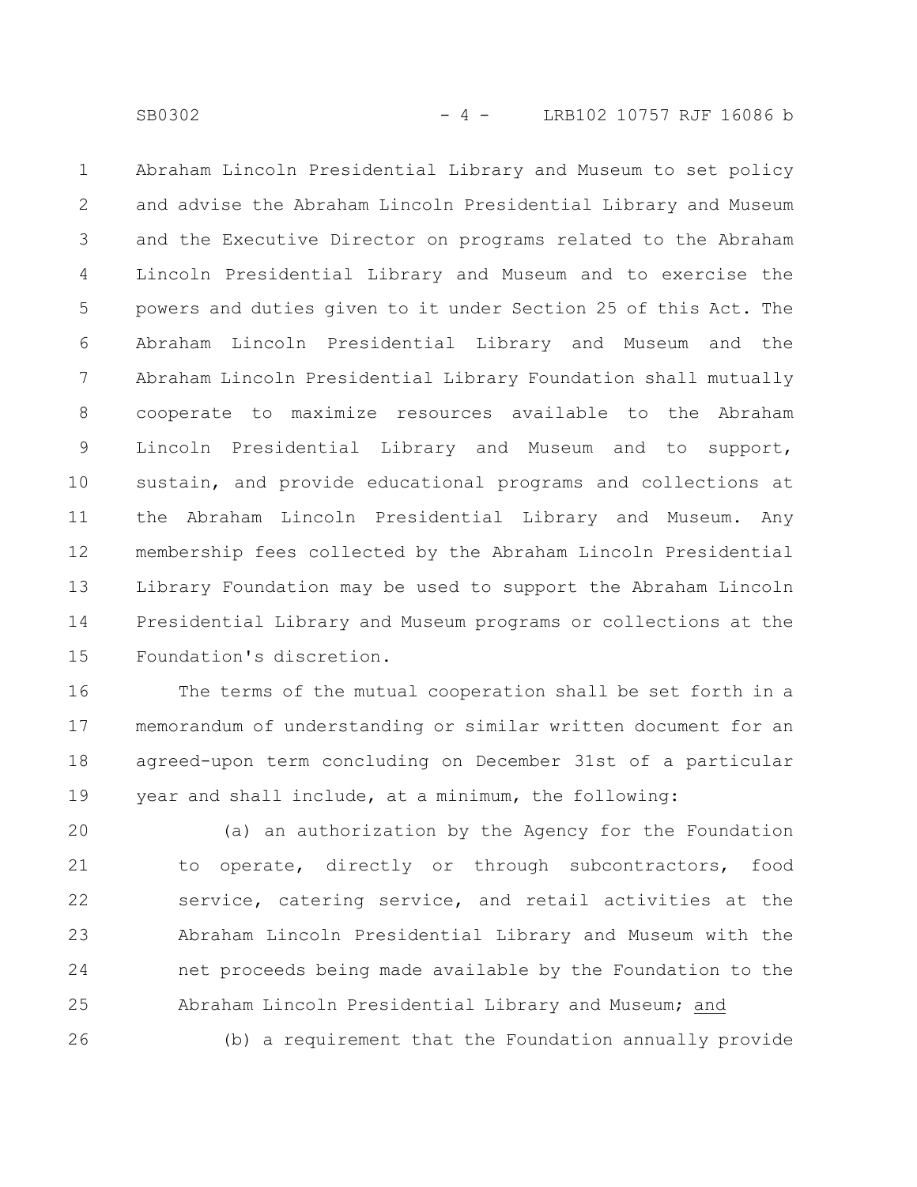Abraham Lincoln Presidential Library and Museum to set policy and advise the Abraham Lincoln Presidential Library and Museum and the Executive Director on programs related to the Abraham Lincoln Presidential Library and Museum and to exercise the powers and duties given to it under Section 25 of this Act. The Abraham Lincoln Presidential Library and Museum and the Abraham Lincoln Presidential Library Foundation shall mutually cooperate to maximize resources available to the Abraham Lincoln Presidential Library and Museum and to support, sustain, and provide educational programs and collections at the Abraham Lincoln Presidential Library and Museum. Any membership fees collected by the Abraham Lincoln Presidential Library Foundation may be used to support the Abraham Lincoln Presidential Library and Museum programs or collections at the Foundation's discretion.

The terms of the mutual cooperation shall be set forth in a memorandum of understanding or similar written document for an agreed-upon term concluding on December 31st of a particular year and shall include, at a minimum, the following:

(a) an authorization by the Agency for the Foundation to operate, directly or through subcontractors, food service, catering service, and retail activities at the Abraham Lincoln Presidential Library and Museum with the net proceeds being made available by the Foundation to the Abraham Lincoln Presidential Library and Museum; <u>and</u>

(b) a requirement that the Foundation annually provide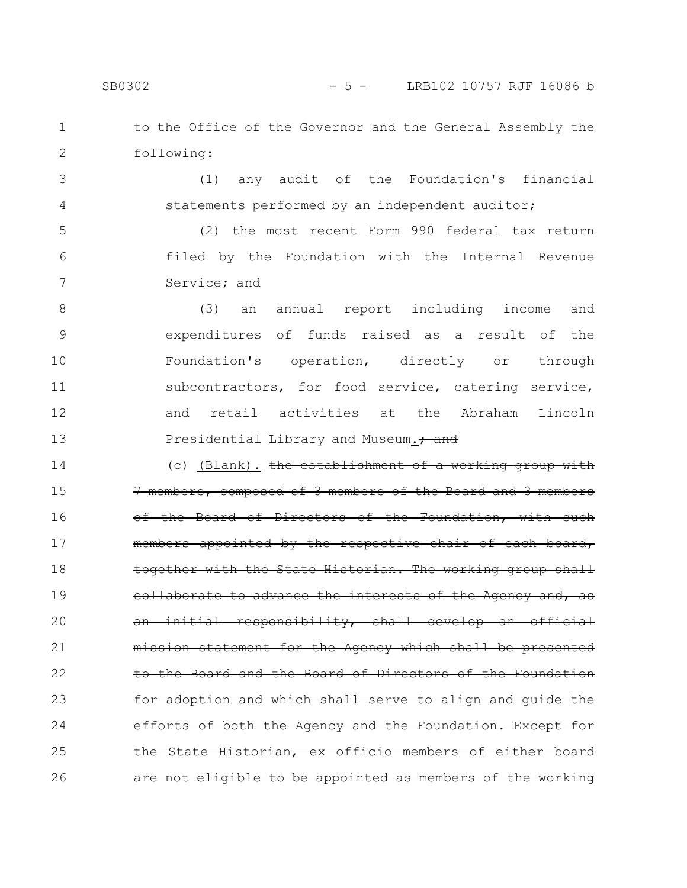to the Office of the Governor and the General Assembly the following:

(1) any audit of the Foundation's financial statements performed by an independent auditor;

(2) the most recent Form 990 federal tax return filed by the Foundation with the Internal Revenue Service; and

(3) an annual report including income and expenditures of funds raised as a result of the Foundation's operation, directly or through subcontractors, for food service, catering service, and retail activities at the Abraham Lincoln Presidential Library and Museum. ~~; and~~

(c) (Blank). ~~the establishment of a working group with 7 members, composed of 3 members of the Board and 3 members of the Board of Directors of the Foundation, with such members appointed by the respective chair of each board, together with the State Historian. The working group shall collaborate to advance the interests of the Agency and, as an initial responsibility, shall develop an official mission statement for the Agency which shall be presented to the Board and the Board of Directors of the Foundation for adoption and which shall serve to align and guide the efforts of both the Agency and the Foundation. Except for the State Historian, ex officio members of either board are not eligible to be appointed as members of the working~~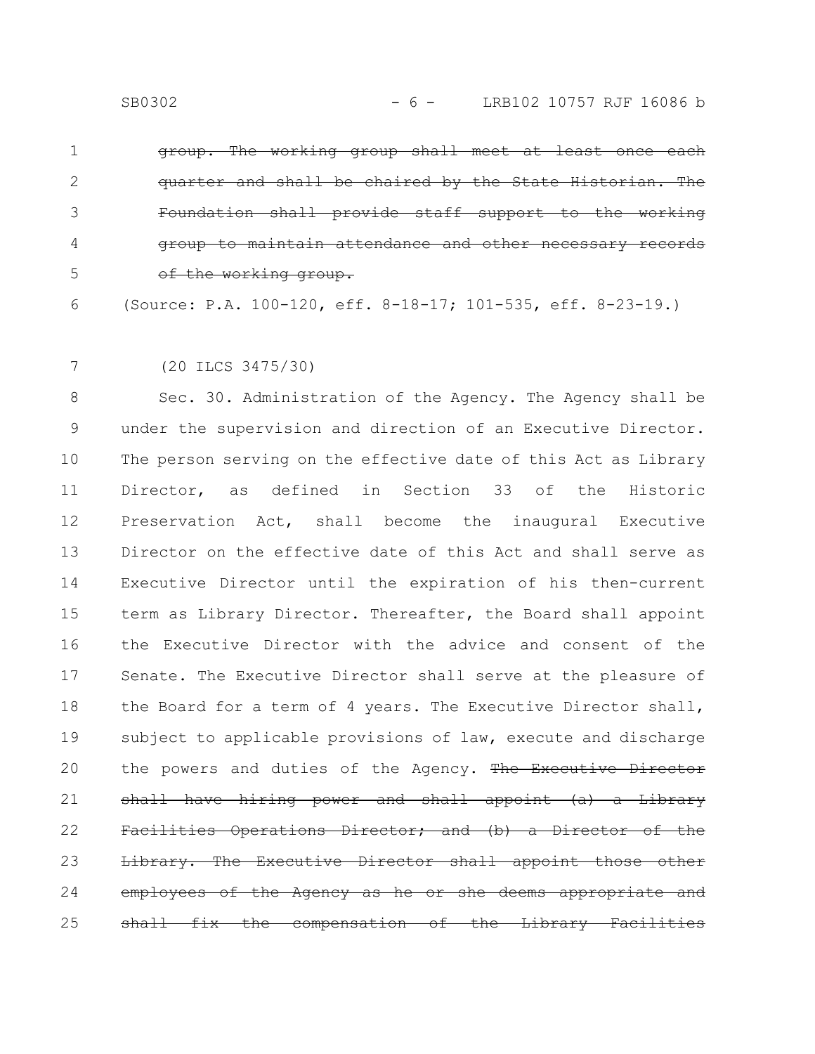~~group. The working group shall meet at least once each quarter and shall be chaired by the State Historian. The Foundation shall provide staff support to the working group to maintain attendance and other necessary records of the working group.~~

(Source: P.A. 100-120, eff. 8-18-17; 101-535, eff. 8-23-19.)

(20 ILCS 3475/30)

Sec. 30. Administration of the Agency. The Agency shall be under the supervision and direction of an Executive Director. The person serving on the effective date of this Act as Library Director, as defined in Section 33 of the Historic Preservation Act, shall become the inaugural Executive Director on the effective date of this Act and shall serve as Executive Director until the expiration of his then-current term as Library Director. Thereafter, the Board shall appoint the Executive Director with the advice and consent of the Senate. The Executive Director shall serve at the pleasure of the Board for a term of 4 years. The Executive Director shall, subject to applicable provisions of law, execute and discharge the powers and duties of the Agency. ~~The Executive Director shall have hiring power and shall appoint (a) a Library Facilities Operations Director; and (b) a Director of the Library. The Executive Director shall appoint those other employees of the Agency as he or she deems appropriate and shall fix the compensation of the Library Facilities~~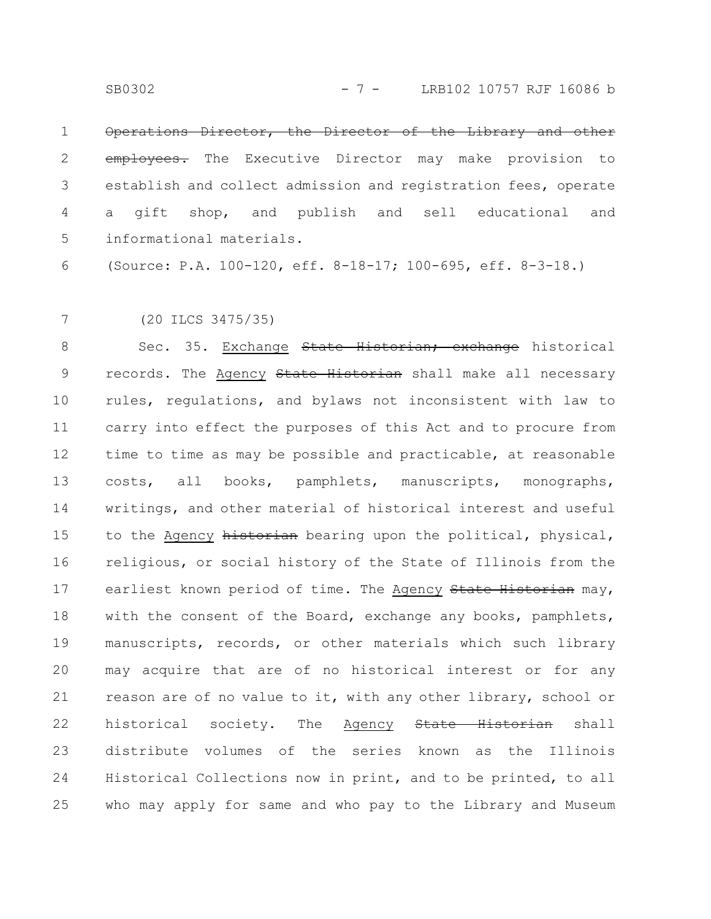~~Operations Director, the Director of the Library and other employees.~~ The Executive Director may make provision to establish and collect admission and registration fees, operate a gift shop, and publish and sell educational and informational materials.

(Source: P.A. 100-120, eff. 8-18-17; 100-695, eff. 8-3-18.)

(20 ILCS 3475/35)

Sec. 35. Exchange ~~State Historian; exchange~~ historical records. The Agency ~~State Historian~~ shall make all necessary rules, regulations, and bylaws not inconsistent with law to carry into effect the purposes of this Act and to procure from time to time as may be possible and practicable, at reasonable costs, all books, pamphlets, manuscripts, monographs, writings, and other material of historical interest and useful to the Agency ~~historian~~ bearing upon the political, physical, religious, or social history of the State of Illinois from the earliest known period of time. The Agency ~~State Historian~~ may, with the consent of the Board, exchange any books, pamphlets, manuscripts, records, or other materials which such library may acquire that are of no historical interest or for any reason are of no value to it, with any other library, school or historical society. The Agency ~~State Historian~~ shall distribute volumes of the series known as the Illinois Historical Collections now in print, and to be printed, to all who may apply for same and who pay to the Library and Museum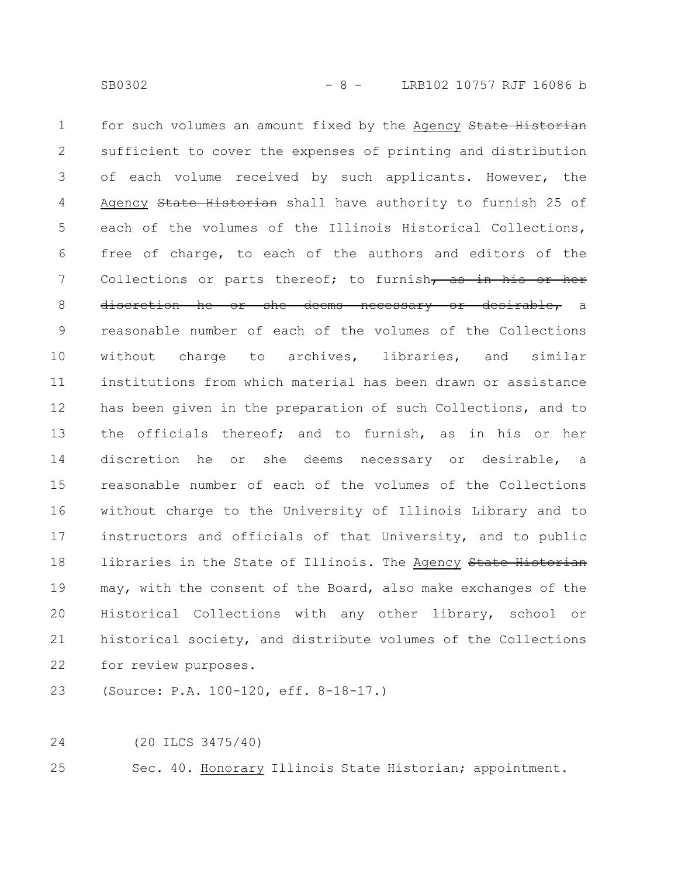for such volumes an amount fixed by the Agency ~~State Historian~~ sufficient to cover the expenses of printing and distribution of each volume received by such applicants. However, the Agency ~~State Historian~~ shall have authority to furnish 25 of each of the volumes of the Illinois Historical Collections, free of charge, to each of the authors and editors of the Collections or parts thereof; to furnish~~, as in his or her discretion he or she deems necessary or desirable,~~ a reasonable number of each of the volumes of the Collections without charge to archives, libraries, and similar institutions from which material has been drawn or assistance has been given in the preparation of such Collections, and to the officials thereof; and to furnish, as in his or her discretion he or she deems necessary or desirable, a reasonable number of each of the volumes of the Collections without charge to the University of Illinois Library and to instructors and officials of that University, and to public libraries in the State of Illinois. The Agency ~~State Historian~~ may, with the consent of the Board, also make exchanges of the Historical Collections with any other library, school or historical society, and distribute volumes of the Collections for review purposes.

(Source: P.A. 100-120, eff. 8-18-17.)

(20 ILCS 3475/40)

Sec. 40. Honorary Illinois State Historian; appointment.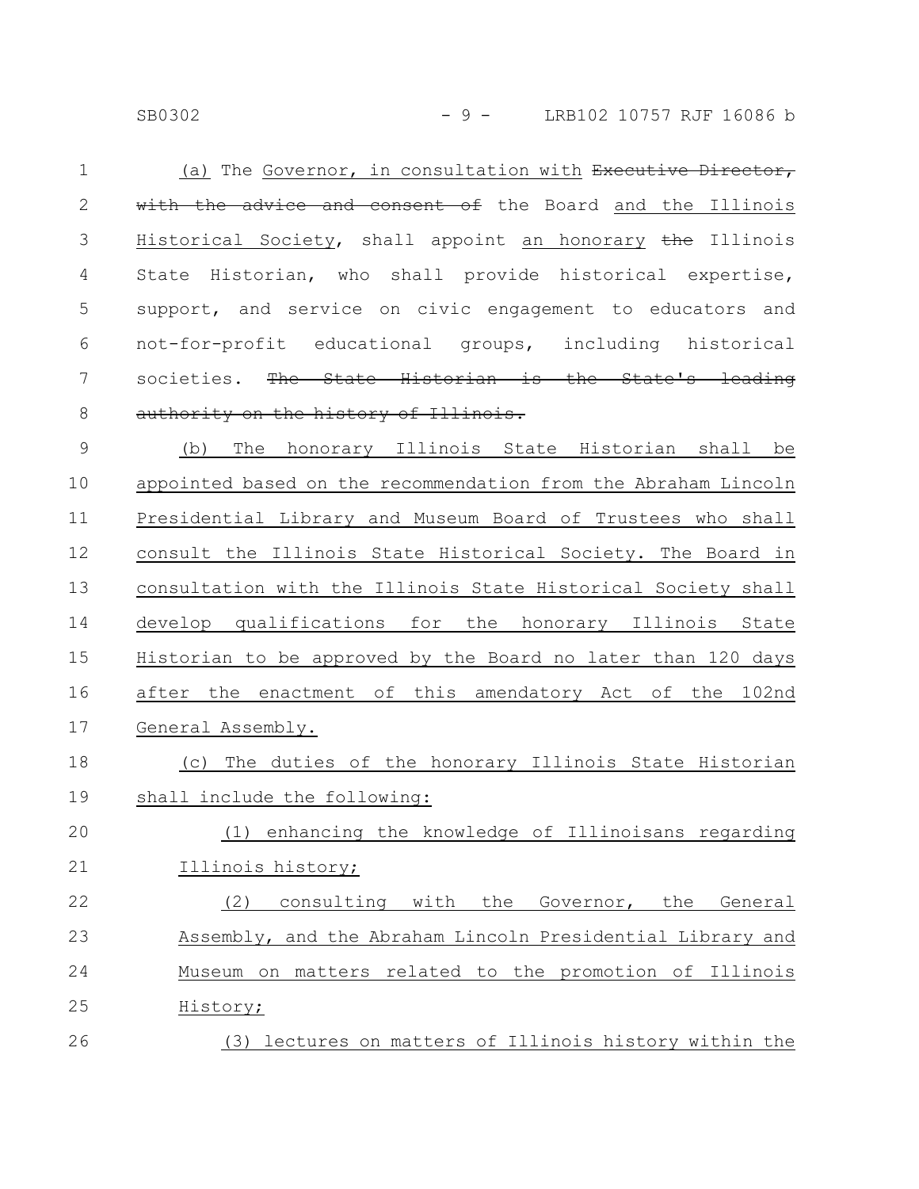(a) The Governor, in consultation with ~~Executive Director, with the advice and consent of~~ the Board and the Illinois Historical Society, shall appoint an honorary ~~the~~ Illinois State Historian, who shall provide historical expertise, support, and service on civic engagement to educators and not-for-profit educational groups, including historical societies. ~~The State Historian is the State's leading authority on the history of Illinois.~~

(b) The honorary Illinois State Historian shall be appointed based on the recommendation from the Abraham Lincoln Presidential Library and Museum Board of Trustees who shall consult the Illinois State Historical Society. The Board in consultation with the Illinois State Historical Society shall develop qualifications for the honorary Illinois State Historian to be approved by the Board no later than 120 days after the enactment of this amendatory Act of the 102nd General Assembly.

(c) The duties of the honorary Illinois State Historian shall include the following:

(1) enhancing the knowledge of Illinoisans regarding Illinois history;

(2) consulting with the Governor, the General Assembly, and the Abraham Lincoln Presidential Library and Museum on matters related to the promotion of Illinois History;

(3) lectures on matters of Illinois history within the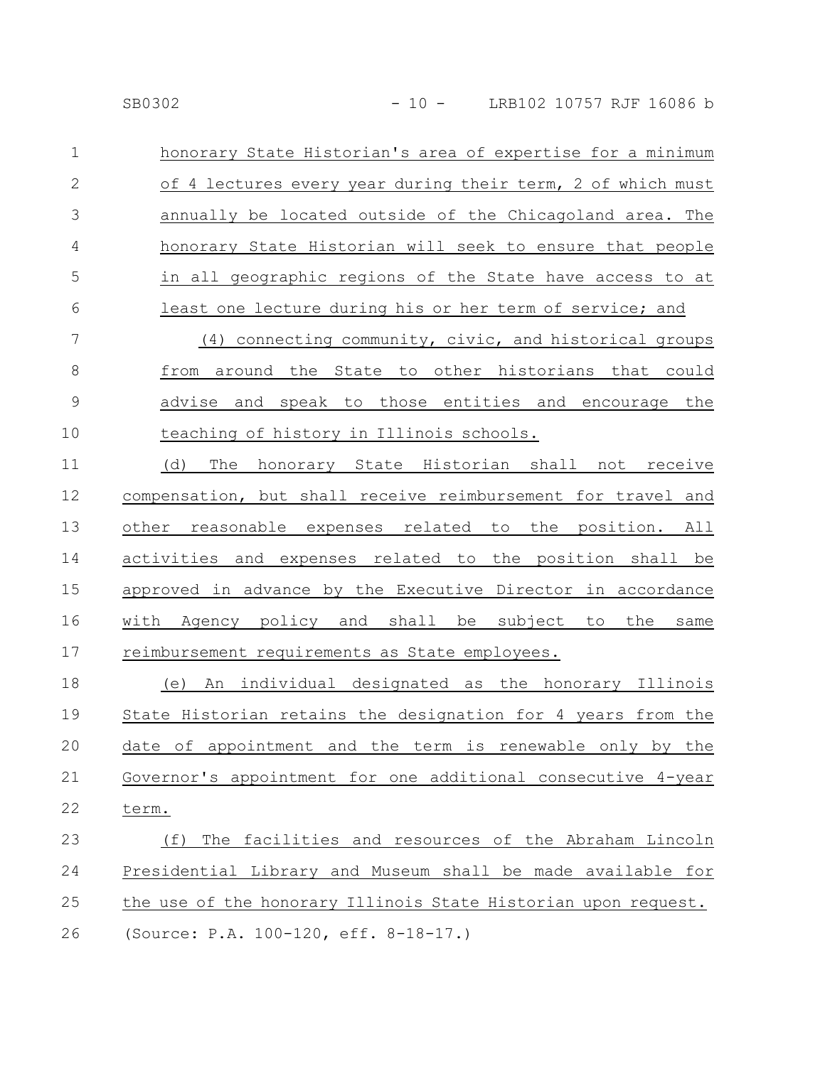honorary State Historian's area of expertise for a minimum of 4 lectures every year during their term, 2 of which must annually be located outside of the Chicagoland area. The honorary State Historian will seek to ensure that people in all geographic regions of the State have access to at least one lecture during his or her term of service; and

(4) connecting community, civic, and historical groups from around the State to other historians that could advise and speak to those entities and encourage the teaching of history in Illinois schools.

(d) The honorary State Historian shall not receive compensation, but shall receive reimbursement for travel and other reasonable expenses related to the position. All activities and expenses related to the position shall be approved in advance by the Executive Director in accordance with Agency policy and shall be subject to the same reimbursement requirements as State employees.

(e) An individual designated as the honorary Illinois State Historian retains the designation for 4 years from the date of appointment and the term is renewable only by the Governor's appointment for one additional consecutive 4-year term.

(f) The facilities and resources of the Abraham Lincoln Presidential Library and Museum shall be made available for the use of the honorary Illinois State Historian upon request.

(Source: P.A. 100-120, eff. 8-18-17.)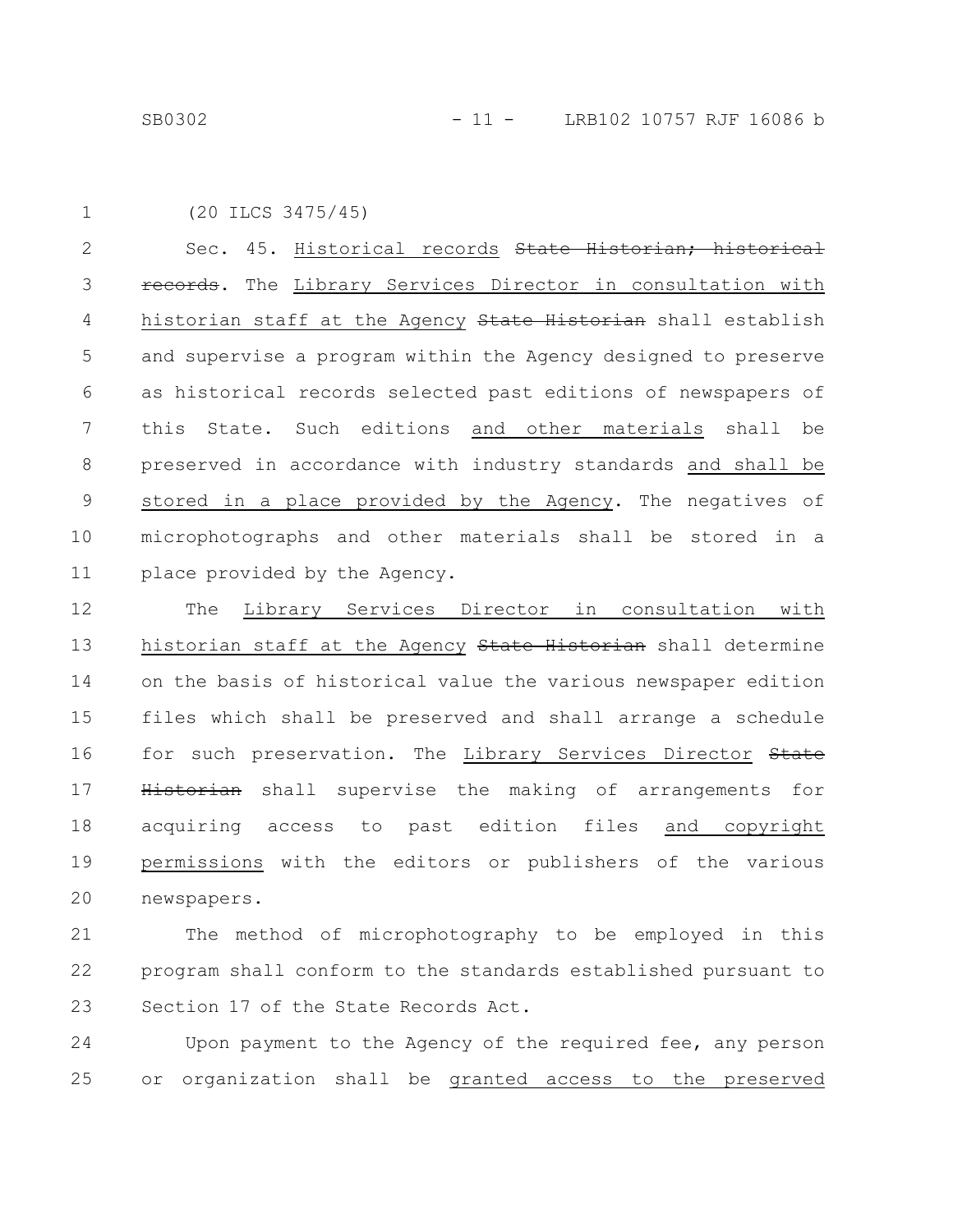(20 ILCS 3475/45)

Sec. 45. Historical records ~~State Historian; historical records~~. The Library Services Director in consultation with historian staff at the Agency ~~State Historian~~ shall establish and supervise a program within the Agency designed to preserve as historical records selected past editions of newspapers of this State. Such editions and other materials shall be preserved in accordance with industry standards and shall be stored in a place provided by the Agency. The negatives of microphotographs and other materials shall be stored in a place provided by the Agency.

The Library Services Director in consultation with historian staff at the Agency ~~State Historian~~ shall determine on the basis of historical value the various newspaper edition files which shall be preserved and shall arrange a schedule for such preservation. The Library Services Director ~~State Historian~~ shall supervise the making of arrangements for acquiring access to past edition files and copyright permissions with the editors or publishers of the various newspapers.

The method of microphotography to be employed in this program shall conform to the standards established pursuant to Section 17 of the State Records Act.

Upon payment to the Agency of the required fee, any person or organization shall be granted access to the preserved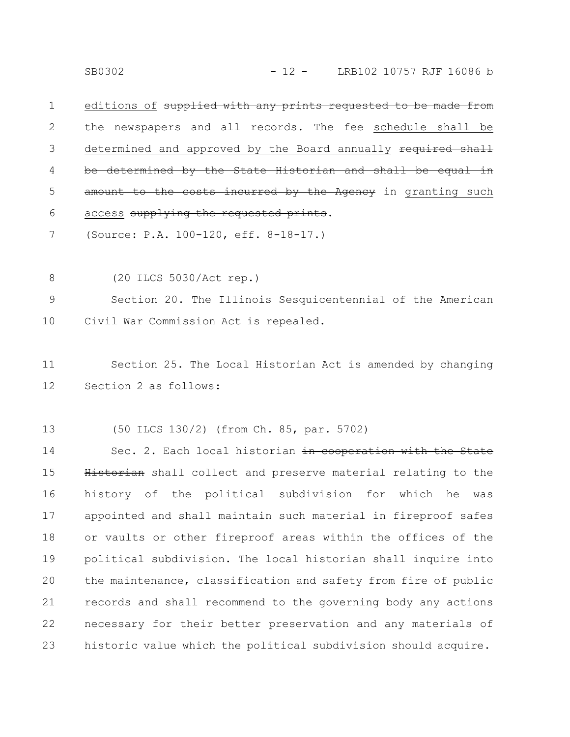editions of ~~supplied with any prints requested to be made from~~ the newspapers and all records. The fee schedule shall be determined and approved by the Board annually ~~required shall be determined by the State Historian and shall be equal in amount to the costs incurred by the Agency~~ in granting such access ~~supplying the requested prints~~.

(Source: P.A. 100-120, eff. 8-18-17.)

(20 ILCS 5030/Act rep.)

Section 20. The Illinois Sesquicentennial of the American Civil War Commission Act is repealed.

Section 25. The Local Historian Act is amended by changing Section 2 as follows:

(50 ILCS 130/2) (from Ch. 85, par. 5702)

Sec. 2. Each local historian ~~in cooperation with the State Historian~~ shall collect and preserve material relating to the history of the political subdivision for which he was appointed and shall maintain such material in fireproof safes or vaults or other fireproof areas within the offices of the political subdivision. The local historian shall inquire into the maintenance, classification and safety from fire of public records and shall recommend to the governing body any actions necessary for their better preservation and any materials of historic value which the political subdivision should acquire.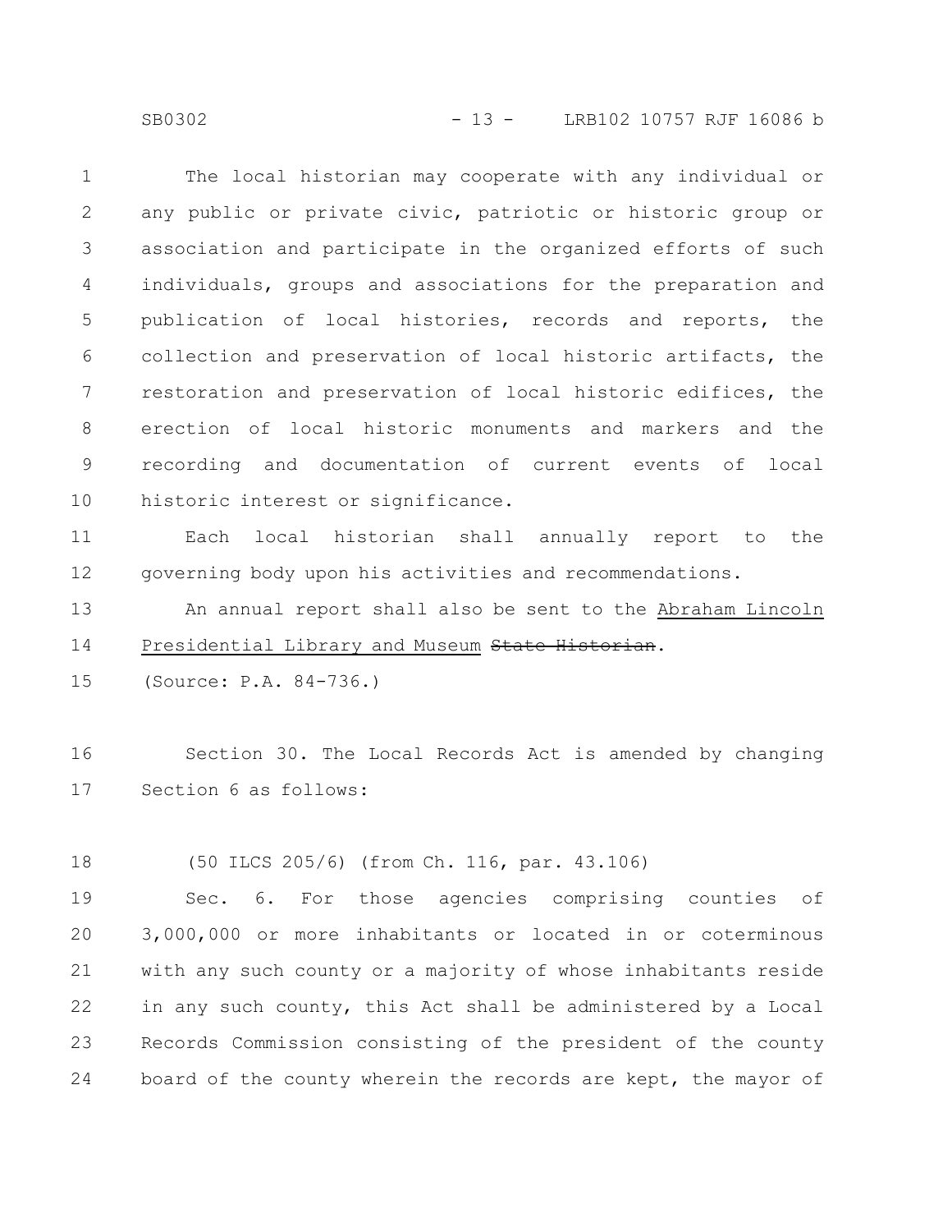The local historian may cooperate with any individual or any public or private civic, patriotic or historic group or association and participate in the organized efforts of such individuals, groups and associations for the preparation and publication of local histories, records and reports, the collection and preservation of local historic artifacts, the restoration and preservation of local historic edifices, the erection of local historic monuments and markers and the recording and documentation of current events of local historic interest or significance.

Each local historian shall annually report to the governing body upon his activities and recommendations.

An annual report shall also be sent to the <u>Abraham Lincoln Presidential Library and Museum</u> ~~State Historian~~.

(Source: P.A. 84-736.)

Section 30. The Local Records Act is amended by changing Section 6 as follows:

(50 ILCS 205/6) (from Ch. 116, par. 43.106)

Sec. 6. For those agencies comprising counties of 3,000,000 or more inhabitants or located in or coterminous with any such county or a majority of whose inhabitants reside in any such county, this Act shall be administered by a Local Records Commission consisting of the president of the county board of the county wherein the records are kept, the mayor of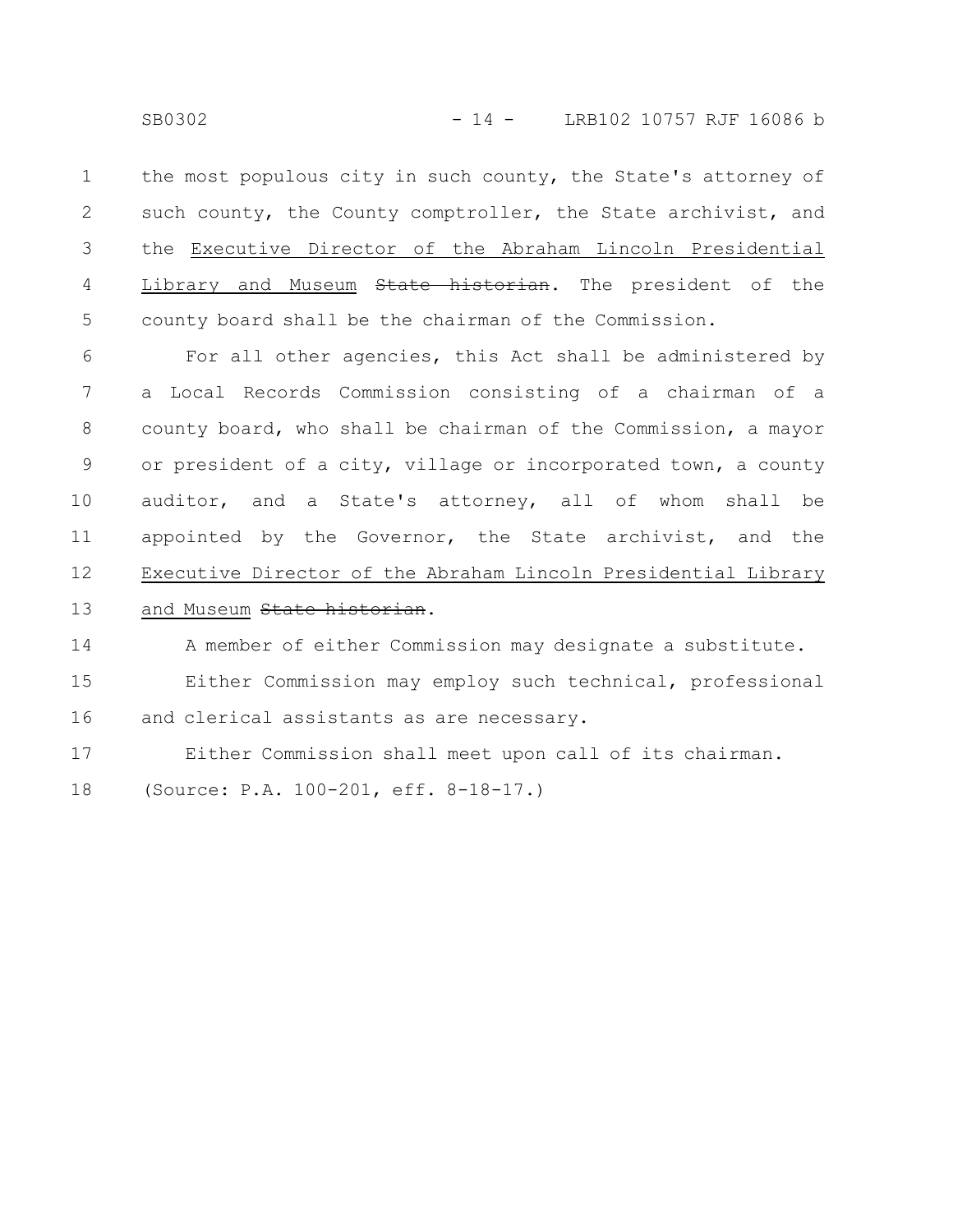the most populous city in such county, the State's attorney of such county, the County comptroller, the State archivist, and the <u>Executive Director of the Abraham Lincoln Presidential Library and Museum</u> ~~State historian~~. The president of the county board shall be the chairman of the Commission.

For all other agencies, this Act shall be administered by a Local Records Commission consisting of a chairman of a county board, who shall be chairman of the Commission, a mayor or president of a city, village or incorporated town, a county auditor, and a State's attorney, all of whom shall be appointed by the Governor, the State archivist, and the <u>Executive Director of the Abraham Lincoln Presidential Library and Museum</u> ~~State historian~~.

A member of either Commission may designate a substitute.

Either Commission may employ such technical, professional and clerical assistants as are necessary.

Either Commission shall meet upon call of its chairman.

(Source: P.A. 100-201, eff. 8-18-17.)